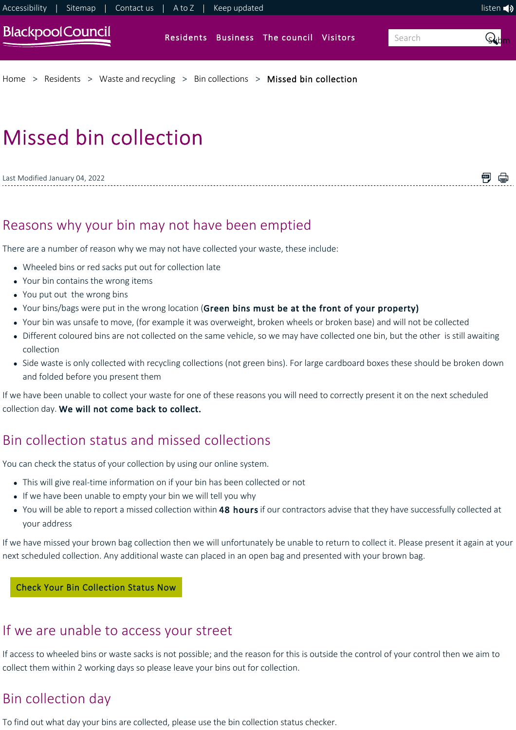Accessibility | Sitemap | Contact us | A to Z | Keep updated listen

Blackpool Council

Residents Business The council Visitors

Home > Residents > Waste and recycling > Bin collections > Missed bin collection

# Missed bin collection

Last Modified January 04, 2022

## Reasons why your bin may not have been emptied

There are a number of reason why we may not have collected your waste, these include:

- Wheeled bins or red sacks put out for collection late
- Your bin contains the wrong items
- You put out the wrong bins
- Your bins/bags were put in the wrong location (**Green bins must be at the front of your property)**
- Your bin was unsafe to move, (for example it was overweight, broken wheels or broken base) and will not be collected
- Different coloured bins are not collected on the same vehicle, so we may have collected one bin, but the other is still awaiting collection
- Side waste is only collected with recycling collections (not green bins). For large cardboard boxes these should be broken down and folded before you present them

If we have been unable to collect your waste for one of these reasons you will need to correctly present it on the next scheduled collection day. **We will not come back to collect.**

## Bin collection status and missed collections

You can check the status of your collection by using our online system.

- This will give real-time information on if your bin has been collected or not
- If we have been unable to empty your bin we will tell you why
- You will be able to report a missed collection within **48 hours** if our contractors advise that they have successfully collected at your address

If we have missed your brown bag collection then we will unfortunately be unable to return to collect it. Please present it again at your next scheduled collection. Any additional waste can placed in an open bag and presented with your brown bag.

Check Your Bin Collection Status Now

## If we are unable to access your street

If access to wheeled bins or waste sacks is not possible; and the reason for this is outside the control of your control then we aim to collect them within 2 working days so please leave your bins out for collection.

## Bin collection day

To find out what day your bins are collected, please use the bin collection status checker.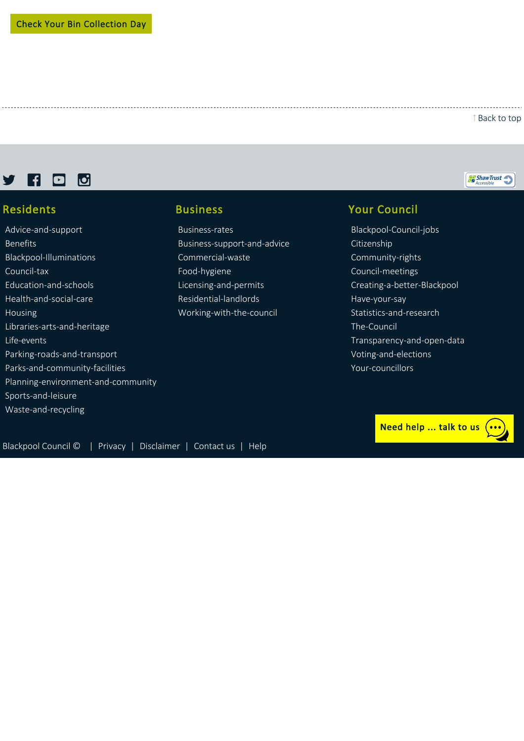Check Your Bin Collection Day

↑ Back to top

## Residents

- Advice-and-support
- Benefits
- Blackpool-Illuminations
- Council-tax
- Education-and-schools
- Health-and-social-care
- Housing
- Libraries-arts-and-heritage
- Life-events
- Parking-roads-and-transport
- Parks-and-community-facilities
- Planning-environment-and-community
- Sports-and-leisure
- Waste-and-recycling

## Business

- Business-rates
- Business-support-and-advice
- Commercial-waste
- Food-hygiene
- Licensing-and-permits
- Residential-landlords
- Working-with-the-council

## Your Council

- Blackpool-Council-jobs
- Citizenship
- Community-rights
- Council-meetings
- Creating-a-better-Blackpool
- Have-your-say
- Statistics-and-research
- The-Council
- Transparency-and-open-data
- Voting-and-elections
- Your-councillors

**Need help ... talk to us**

Blackpool Council © | Privacy | Disclaimer | Contact us | Help